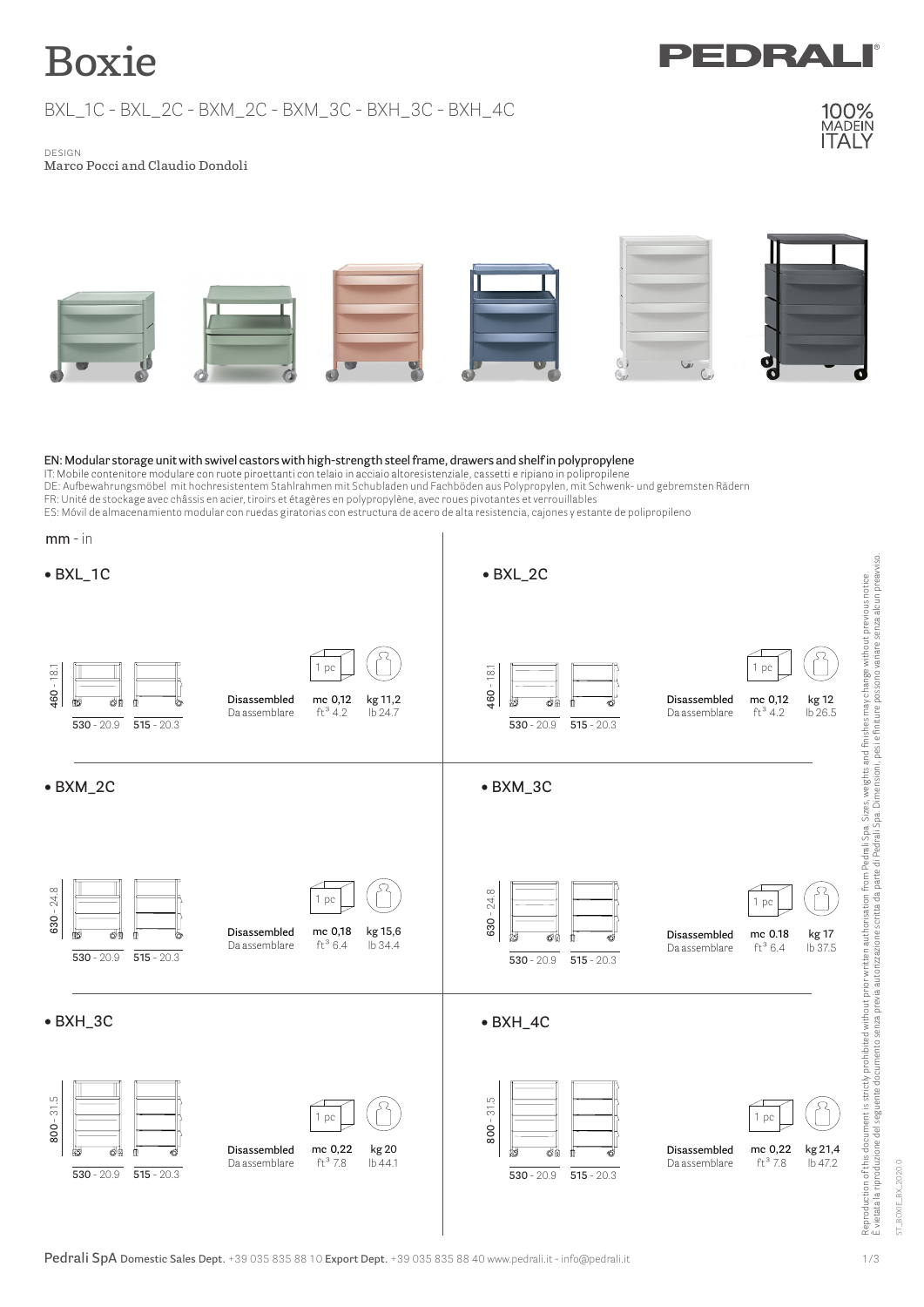# Boxie

PEDRALI

BXL_1C - BXL_2C - BXM_2C - BXM_3C - BXH_3C - BXH_4C

100% MADE IN ITALY

DESIGN
Marco Pocci and Claudio Dondoli

EN: Modular storage unit with swivel castors with high-strength steel frame, drawers and shelf in polypropylene
IT: Mobile contenitore modulare con ruote piroettanti con telaio in acciaio altoresistenziale, cassetti e ripiano in polipropilene
DE: Aufbewahrungsmöbel mit hochresistentem Stahlrahmen mit Schubladen und Fachböden aus Polypropylen, mit Schwenk- und gebremsten Rädern
FR: Unité de stockage avec châssis en acier, tiroirs et étagères en polypropylène, avec roues pivotantes et verrouillables
ES: Móvil de almacenamiento modular con ruedas giratorias con estructura de acero de alta resistencia, cajones y estante de polipropileno

mm - in

• BXL_1C

460 - 18.1 | 530 - 20.9 | 515 - 20.3

Disassembled / Da assemblare — 1 pc — mc 0,12 / ft³ 4.2 — kg 11,2 / lb 24.7

• BXL_2C

460 - 18.1 | 530 - 20.9 | 515 - 20.3

Disassembled / Da assemblare — 1 pc — mc 0,12 / ft³ 4.2 — kg 12 / lb 26.5

• BXM_2C

630 - 24.8 | 530 - 20.9 | 515 - 20.3

Disassembled / Da assemblare — 1 pc — mc 0,18 / ft³ 6.4 — kg 15,6 / lb 34.4

• BXM_3C

630 - 24.8 | 530 - 20.9 | 515 - 20.3

Disassembled / Da assemblare — 1 pc — mc 0.18 / ft³ 6.4 — kg 17 / lb 37.5

• BXH_3C

800 - 31.5 | 530 - 20.9 | 515 - 20.3

Disassembled / Da assemblare — 1 pc — mc 0,22 / ft³ 7.8 — kg 20 / lb 44.1

• BXH_4C

800 - 31.5 | 530 - 20.9 | 515 - 20.3

Disassembled / Da assemblare — 1 pc — mc 0,22 / ft³ 7.8 — kg 21,4 / lb 47.2

Reproduction of this document is strictly prohibited without prior written authorisation from Pedrali Spa. Sizes, weights and finishes may change without previous notice.
È vietata la riproduzione del seguente documento senza previa autorizzazione scritta da parte di Pedrali Spa. Dimensioni, pesi e finiture possono variare senza alcun preavviso.

ST_BOXIE_BX_2020.0

Pedrali SpA Domestic Sales Dept. +39 035 835 88 10 Export Dept. +39 035 835 88 40 www.pedrali.it - info@pedrali.it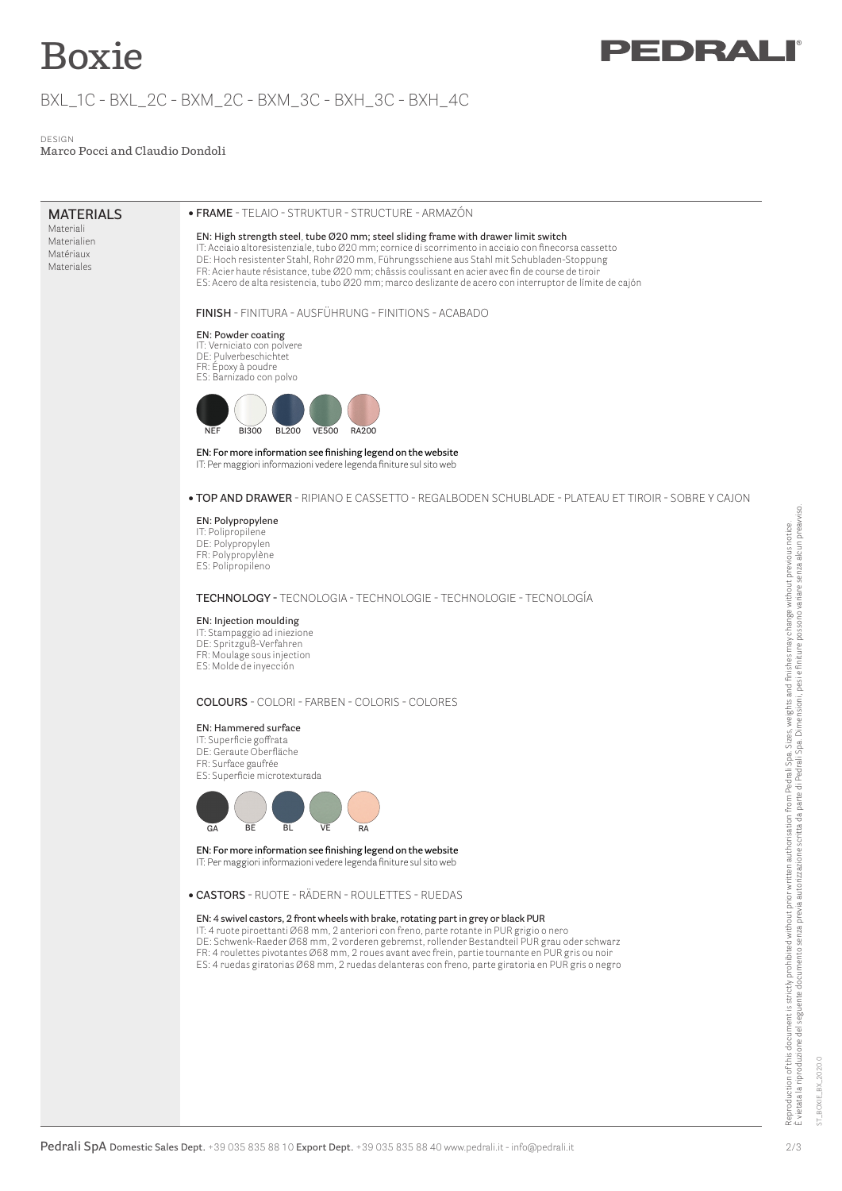# Boxie

BXL_1C - BXL_2C - BXM_2C - BXM_3C - BXH_3C - BXH_4C

DESIGN
Marco Pocci and Claudio Dondoli

## MATERIALS

Materiali
Materialien
Matériaux
Materiales

### • FRAME - TELAIO - STRUKTUR - STRUCTURE - ARMAZÓN

EN: High strength steel, tube Ø20 mm; steel sliding frame with drawer limit switch
IT: Acciaio altoresistenziale, tubo Ø20 mm; cornice di scorrimento in acciaio con finecorsa cassetto
DE: Hoch resistenter Stahl, Rohr Ø20 mm, Führungsschiene aus Stahl mit Schubladen-Stoppung
FR: Acier haute résistance, tube Ø20 mm; châssis coulissant en acier avec fin de course de tiroir
ES: Acero de alta resistencia, tubo Ø20 mm; marco deslizante de acero con interruptor de límite de cajón

#### FINISH - FINITURA - AUSFÜHRUNG - FINITIONS - ACABADO

EN: Powder coating
IT: Verniciato con polvere
DE: Pulverbeschichtet
FR: Époxy à poudre
ES: Barnizado con polvo

NEF BI300 BL200 VE500 RA200

EN: For more information see finishing legend on the website
IT: Per maggiori informazioni vedere legenda finiture sul sito web

### • TOP AND DRAWER - RIPIANO E CASSETTO - REGALBODEN SCHUBLADE - PLATEAU ET TIROIR - SOBRE Y CAJON

EN: Polypropylene
IT: Polipropilene
DE: Polypropylen
FR: Polypropylène
ES: Polipropileno

#### TECHNOLOGY - TECNOLOGIA - TECHNOLOGIE - TECHNOLOGIE - TECNOLOGÍA

EN: Injection moulding
IT: Stampaggio ad iniezione
DE: Spritzguß-Verfahren
FR: Moulage sous injection
ES: Molde de inyección

#### COLOURS - COLORI - FARBEN - COLORIS - COLORES

EN: Hammered surface
IT: Superficie goffrata
DE: Geraute Oberfläche
FR: Surface gaufrée
ES: Superficie microtexturada

GA BE BL VE RA

EN: For more information see finishing legend on the website
IT: Per maggiori informazioni vedere legenda finiture sul sito web

### • CASTORS - RUOTE - RÄDERN - ROULETTES - RUEDAS

EN: 4 swivel castors, 2 front wheels with brake, rotating part in grey or black PUR
IT: 4 ruote piroettanti Ø68 mm, 2 anteriori con freno, parte rotante in PUR grigio o nero
DE: Schwenk-Raeder Ø68 mm, 2 vorderen gebremst, rollender Bestandteil PUR grau oder schwarz
FR: 4 roulettes pivotantes Ø68 mm, 2 roues avant avec frein, partie tournante en PUR gris ou noir
ES: 4 ruedas giratorias Ø68 mm, 2 ruedas delanteras con freno, parte giratoria en PUR gris o negro

Reproduction of this document is strictly prohibited without prior written authorisation from Pedrali Spa. Sizes, weights and finishes may change without previous notice.
È vietata la riproduzione del seguente documento senza previa autorizzazione scritta da parte di Pedrali Spa. Dimensioni, pesi e finiture possono variare senza alcun preavviso.

ST_BOXIE_BX_2020.0

Pedrali SpA Domestic Sales Dept. +39 035 835 88 10 Export Dept. +39 035 835 88 40 www.pedrali.it - info@pedrali.it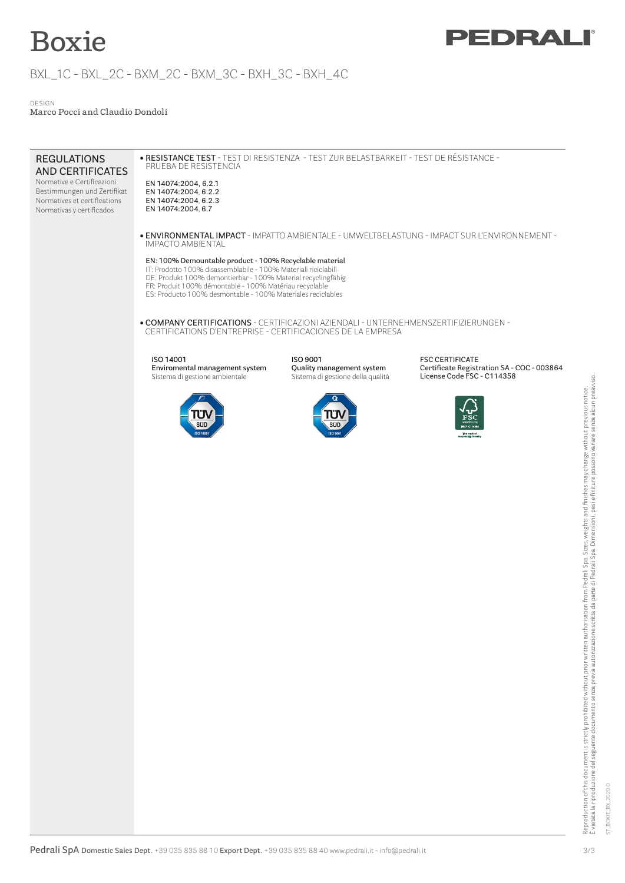# Boxie

PEDRALI

BXL_1C - BXL_2C - BXM_2C - BXM_3C - BXH_3C - BXH_4C

DESIGN
Marco Pocci and Claudio Dondoli

## REGULATIONS AND CERTIFICATES

Normative e Certificazioni
Bestimmungen und Zertifikat
Normatives et certifications
Normativas y certificados

• **RESISTANCE TEST** - TEST DI RESISTENZA - TEST ZUR BELASTBARKEIT - TEST DE RÉSISTANCE - PRUEBA DE RESISTENCIA

EN 14074:2004, 6.2.1
EN 14074:2004, 6.2.2
EN 14074:2004, 6.2.3
EN 14074:2004, 6.7

• **ENVIRONMENTAL IMPACT** - IMPATTO AMBIENTALE - UMWELTBELASTUNG - IMPACT SUR L'ENVIRONNEMENT - IMPACTO AMBIENTAL

EN: 100% Demountable product - 100% Recyclable material
IT: Prodotto 100% disassemblabile - 100% Materiali riciclabili
DE: Produkt 100% demontierbar - 100% Material recyclingfähig
FR: Produit 100% démontable - 100% Matériau recyclable
ES: Producto 100% desmontable - 100% Materiales reciclables

• **COMPANY CERTIFICATIONS** - CERTIFICAZIONI AZIENDALI - UNTERNEHMENSZERTIFIZIERUNGEN - CERTIFICATIONS D'ENTREPRISE - CERTIFICACIONES DE LA EMPRESA

ISO 14001
Enviromental management system
Sistema di gestione ambientale

ISO 9001
Quality management system
Sistema di gestione della qualità

FSC CERTIFICATE
Certificate Registration SA - COC - 003864
License Code FSC - C114358

Pedrali SpA Domestic Sales Dept. +39 035 835 88 10 Export Dept. +39 035 835 88 40 www.pedrali.it - info@pedrali.it

Reproduction of this document is strictly prohibited without prior written authorisation from Pedrali Spa. Sizes, weights and finishes may change without previous notice.
È vietata la riproduzione del seguente documento senza previa autorizzazione scritta da parte di Pedrali Spa. Dimensioni, pesi e finiture possono variare senza alcun preavviso.

ST_BOXIE_BX_2020.0